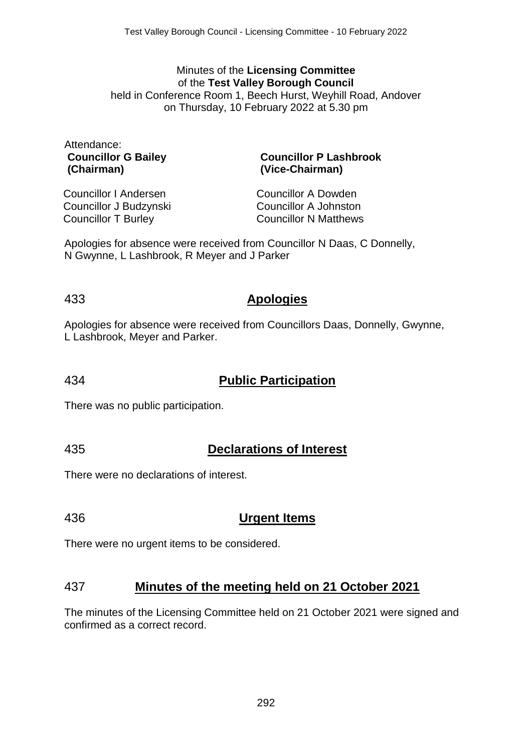Minutes of the **Licensing Committee**
of the **Test Valley Borough Council**
held in Conference Room 1, Beech Hurst, Weyhill Road, Andover
on Thursday, 10 February 2022 at 5.30 pm

Attendance:

**Councillor G Bailey (Chairman)**
**Councillor P Lashbrook (Vice-Chairman)**

Councillor I Andersen
Councillor J Budzynski
Councillor T Burley
Councillor A Dowden
Councillor A Johnston
Councillor N Matthews

Apologies for absence were received from Councillor N Daas, C Donnelly, N Gwynne, L Lashbrook, R Meyer and J Parker

## 433 Apologies

Apologies for absence were received from Councillors Daas, Donnelly, Gwynne, L Lashbrook, Meyer and Parker.

## 434 Public Participation

There was no public participation.

## 435 Declarations of Interest

There were no declarations of interest.

## 436 Urgent Items

There were no urgent items to be considered.

## 437 Minutes of the meeting held on 21 October 2021

The minutes of the Licensing Committee held on 21 October 2021 were signed and confirmed as a correct record.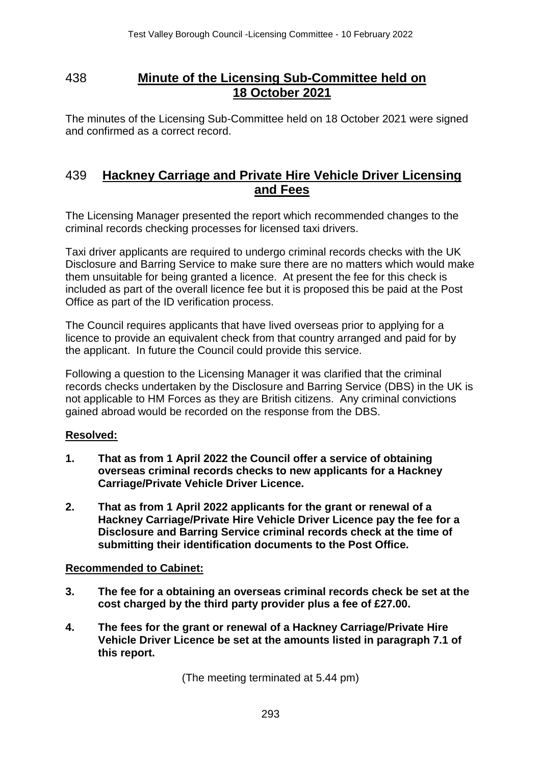## 438 Minute of the Licensing Sub-Committee held on 18 October 2021

The minutes of the Licensing Sub-Committee held on 18 October 2021 were signed and confirmed as a correct record.

## 439 Hackney Carriage and Private Hire Vehicle Driver Licensing and Fees

The Licensing Manager presented the report which recommended changes to the criminal records checking processes for licensed taxi drivers.

Taxi driver applicants are required to undergo criminal records checks with the UK Disclosure and Barring Service to make sure there are no matters which would make them unsuitable for being granted a licence. At present the fee for this check is included as part of the overall licence fee but it is proposed this be paid at the Post Office as part of the ID verification process.

The Council requires applicants that have lived overseas prior to applying for a licence to provide an equivalent check from that country arranged and paid for by the applicant. In future the Council could provide this service.

Following a question to the Licensing Manager it was clarified that the criminal records checks undertaken by the Disclosure and Barring Service (DBS) in the UK is not applicable to HM Forces as they are British citizens. Any criminal convictions gained abroad would be recorded on the response from the DBS.

**Resolved:**

1. **That as from 1 April 2022 the Council offer a service of obtaining overseas criminal records checks to new applicants for a Hackney Carriage/Private Vehicle Driver Licence.**
2. **That as from 1 April 2022 applicants for the grant or renewal of a Hackney Carriage/Private Hire Vehicle Driver Licence pay the fee for a Disclosure and Barring Service criminal records check at the time of submitting their identification documents to the Post Office.**

**Recommended to Cabinet:**

3. **The fee for a obtaining an overseas criminal records check be set at the cost charged by the third party provider plus a fee of £27.00.**
4. **The fees for the grant or renewal of a Hackney Carriage/Private Hire Vehicle Driver Licence be set at the amounts listed in paragraph 7.1 of this report.**

(The meeting terminated at 5.44 pm)